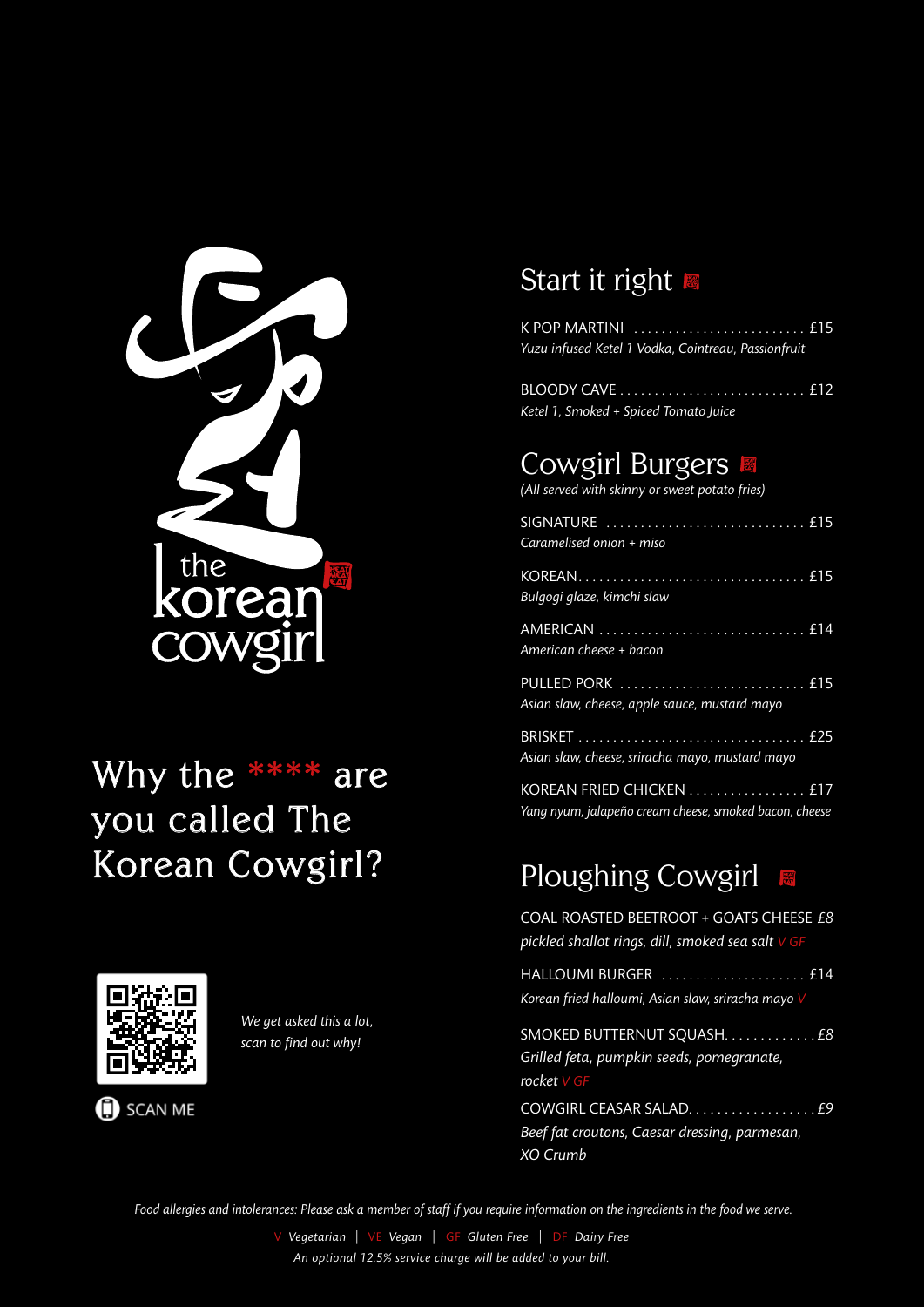the korean cowgirl

# Why the **** are you called The Korean Cowgirl?

SCAN ME

*We get asked this a lot, scan to find out why!*

## Start it right

K POP MARTINI ........................ £15
*Yuzu infused Ketel 1 Vodka, Cointreau, Passionfruit*

BLOODY CAVE ........................ £12
*Ketel 1, Smoked + Spiced Tomato Juice*

## Cowgirl Burgers

*(All served with skinny or sweet potato fries)*

SIGNATURE ........................ £15
*Caramelised onion + miso*

KOREAN ........................ £15
*Bulgogi glaze, kimchi slaw*

AMERICAN ........................ £14
*American cheese + bacon*

PULLED PORK ........................ £15
*Asian slaw, cheese, apple sauce, mustard mayo*

BRISKET ........................ £25
*Asian slaw, cheese, sriracha mayo, mustard mayo*

KOREAN FRIED CHICKEN ........................ £17
*Yang nyum, jalapeño cream cheese, smoked bacon, cheese*

## Ploughing Cowgirl

COAL ROASTED BEETROOT + GOATS CHEESE *£8*
*pickled shallot rings, dill, smoked sea salt V GF*

HALLOUMI BURGER ........................ £14
*Korean fried halloumi, Asian slaw, sriracha mayo V*

SMOKED BUTTERNUT SQUASH ........................ *£8*
*Grilled feta, pumpkin seeds, pomegranate, rocket V GF*

COWGIRL CEASAR SALAD ........................ *£9*
*Beef fat croutons, Caesar dressing, parmesan, XO Crumb*

*Food allergies and intolerances: Please ask a member of staff if you require information on the ingredients in the food we serve.*

V *Vegetarian* | VE *Vegan* | GF *Gluten Free* | DF *Dairy Free*

*An optional 12.5% service charge will be added to your bill.*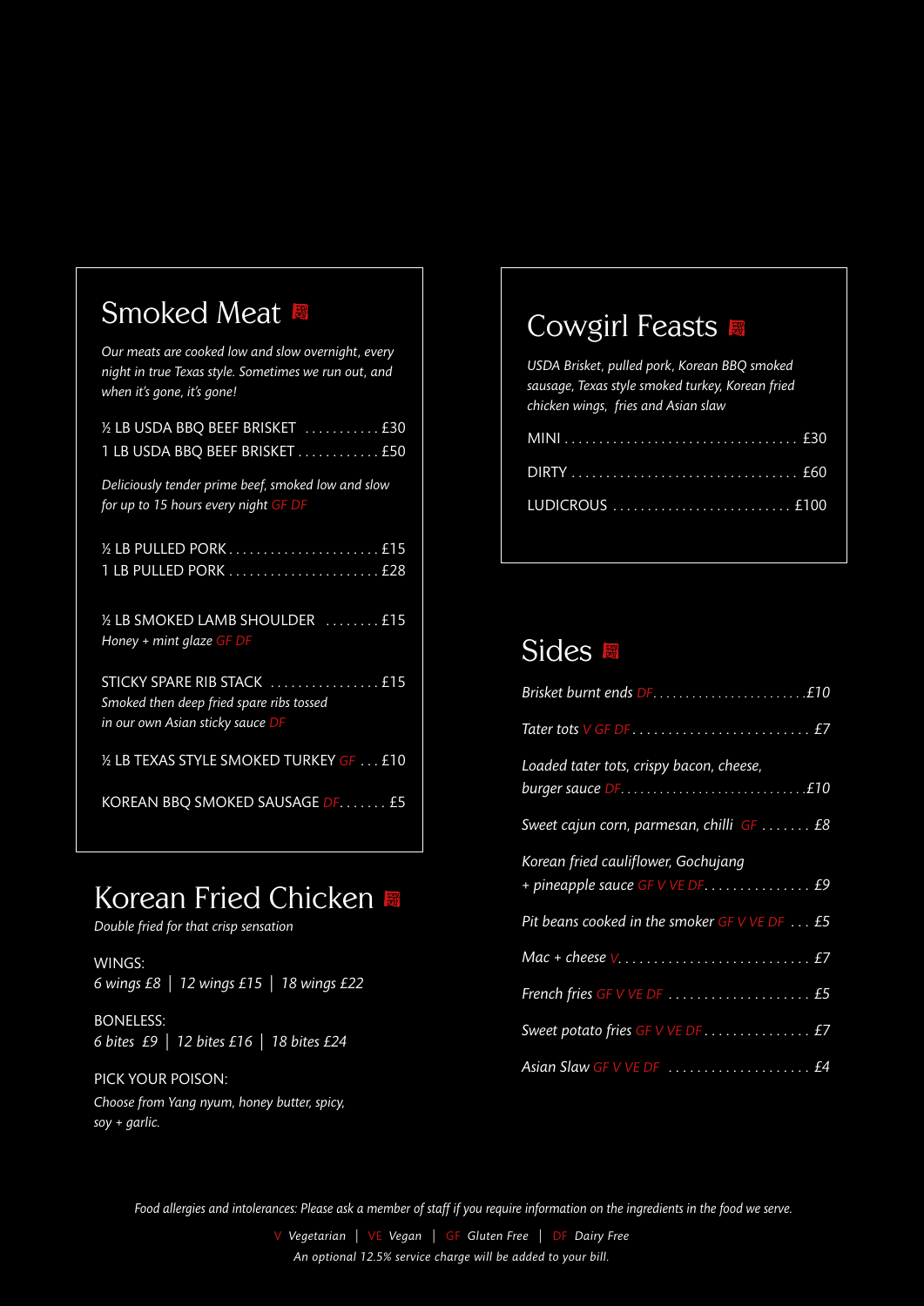## Smoked Meat

*Our meats are cooked low and slow overnight, every night in true Texas style. Sometimes we run out, and when it's gone, it's gone!*

½ LB USDA BBQ BEEF BRISKET ........... £30
1 LB USDA BBQ BEEF BRISKET ............ £50

*Deliciously tender prime beef, smoked low and slow for up to 15 hours every night GF DF*

½ LB PULLED PORK ...................... £15
1 LB PULLED PORK ...................... £28

½ LB SMOKED LAMB SHOULDER ........ £15
*Honey + mint glaze GF DF*

STICKY SPARE RIB STACK ................ £15
*Smoked then deep fried spare ribs tossed in our own Asian sticky sauce DF*

½ LB TEXAS STYLE SMOKED TURKEY GF ... £10

KOREAN BBQ SMOKED SAUSAGE DF....... £5

## Korean Fried Chicken

*Double fried for that crisp sensation*

WINGS:
*6 wings £8 | 12 wings £15 | 18 wings £22*

BONELESS:
*6 bites £9 | 12 bites £16 | 18 bites £24*

PICK YOUR POISON:
*Choose from Yang nyum, honey butter, spicy, soy + garlic.*

## Cowgirl Feasts

*USDA Brisket, pulled pork, Korean BBQ smoked sausage, Texas style smoked turkey, Korean fried chicken wings, fries and Asian slaw*

MINI .................................. £30

DIRTY ................................. £60

LUDICROUS .......................... £100

## Sides

*Brisket burnt ends DF........................£10*

*Tater tots V GF DF......................... £7*

*Loaded tater tots, crispy bacon, cheese, burger sauce DF............................£10*

*Sweet cajun corn, parmesan, chilli GF ....... £8*

*Korean fried cauliflower, Gochujang + pineapple sauce GF V VE DF............... £9*

*Pit beans cooked in the smoker GF V VE DF ... £5*

*Mac + cheese V........................... £7*

*French fries GF V VE DF .................... £5*

*Sweet potato fries GF V VE DF............... £7*

*Asian Slaw GF V VE DF .................... £4*

*Food allergies and intolerances: Please ask a member of staff if you require information on the ingredients in the food we serve.*

V *Vegetarian* | VE *Vegan* | GF *Gluten Free* | DF *Dairy Free*

*An optional 12.5% service charge will be added to your bill.*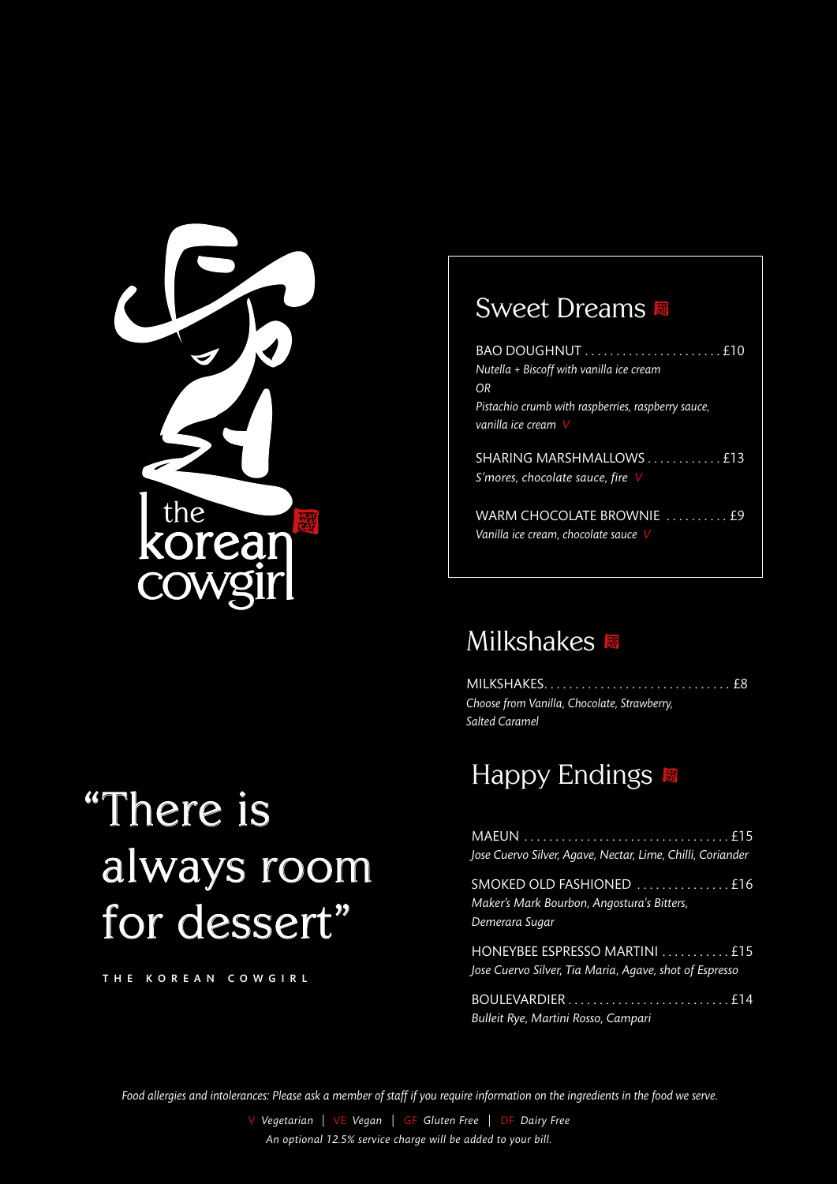the korean cowgirl

# "There is always room for dessert"

THE KOREAN COWGIRL

## Sweet Dreams

BAO DOUGHNUT .......................... £10
*Nutella + Biscoff with vanilla ice cream*
*OR*
*Pistachio crumb with raspberries, raspberry sauce, vanilla ice cream* V

SHARING MARSHMALLOWS ............ £13
*S'mores, chocolate sauce, fire* V

WARM CHOCOLATE BROWNIE .......... £9
*Vanilla ice cream, chocolate sauce* V

## Milkshakes

MILKSHAKES............................. £8
*Choose from Vanilla, Chocolate, Strawberry, Salted Caramel*

## Happy Endings

MAEUN ................................. £15
*Jose Cuervo Silver, Agave, Nectar, Lime, Chilli, Coriander*

SMOKED OLD FASHIONED ............... £16
*Maker's Mark Bourbon, Angostura's Bitters, Demerara Sugar*

HONEYBEE ESPRESSO MARTINI ........... £15
*Jose Cuervo Silver, Tia Maria, Agave, shot of Espresso*

BOULEVARDIER ......................... £14
*Bulleit Rye, Martini Rosso, Campari*

*Food allergies and intolerances: Please ask a member of staff if you require information on the ingredients in the food we serve.*

V *Vegetarian* | VE *Vegan* | GF *Gluten Free* | DF *Dairy Free*

*An optional 12.5% service charge will be added to your bill.*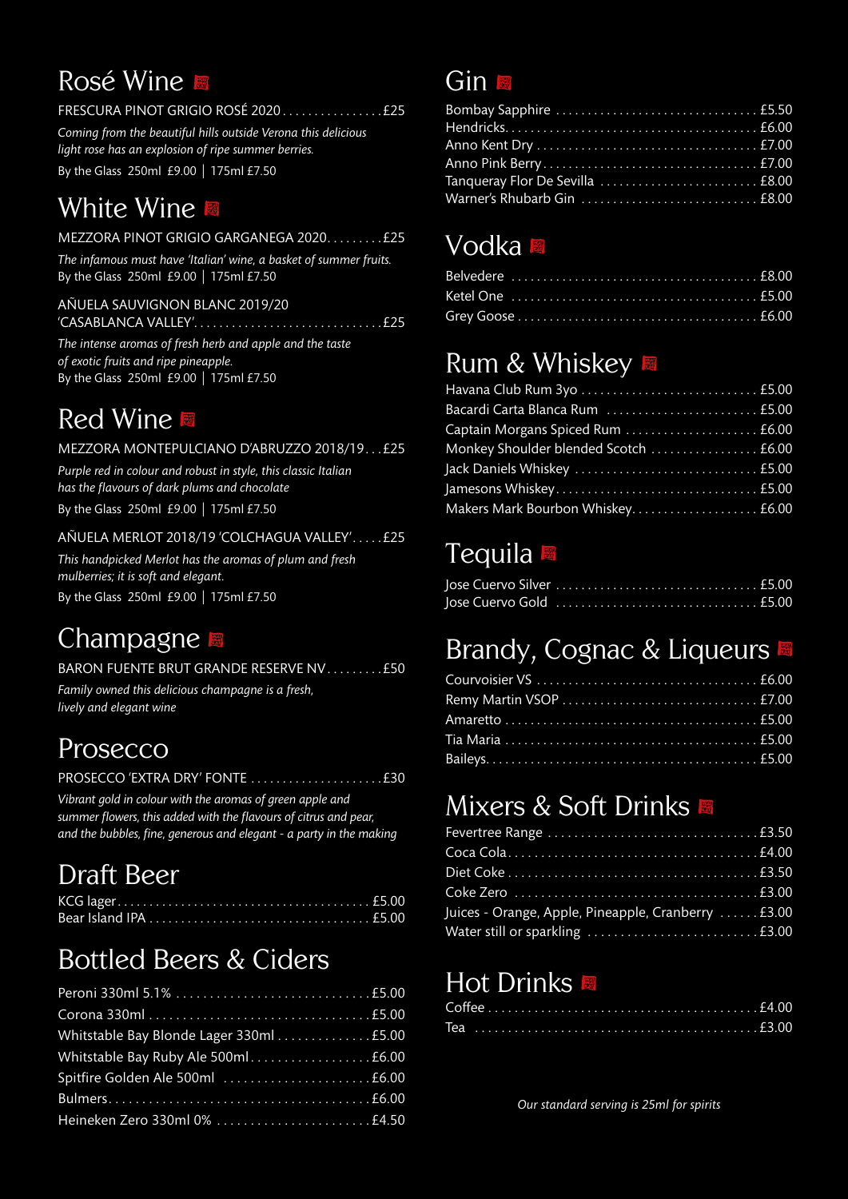## Rosé Wine

FRESCURA PINOT GRIGIO ROSÉ 2020 ................ £25

*Coming from the beautiful hills outside Verona this delicious light rose has an explosion of ripe summer berries.*

By the Glass 250ml £9.00 | 175ml £7.50

## White Wine

MEZZORA PINOT GRIGIO GARGANEGA 2020 ......... £25

*The infamous must have 'Italian' wine, a basket of summer fruits.*

By the Glass 250ml £9.00 | 175ml £7.50

AÑUELA SAUVIGNON BLANC 2019/20 'CASABLANCA VALLEY' ............................. £25

*The intense aromas of fresh herb and apple and the taste of exotic fruits and ripe pineapple.*

By the Glass 250ml £9.00 | 175ml £7.50

## Red Wine

MEZZORA MONTEPULCIANO D'ABRUZZO 2018/19 ... £25

*Purple red in colour and robust in style, this classic Italian has the flavours of dark plums and chocolate*

By the Glass 250ml £9.00 | 175ml £7.50

AÑUELA MERLOT 2018/19 'COLCHAGUA VALLEY' ..... £25

*This handpicked Merlot has the aromas of plum and fresh mulberries; it is soft and elegant.*

By the Glass 250ml £9.00 | 175ml £7.50

## Champagne

BARON FUENTE BRUT GRANDE RESERVE NV ......... £50

*Family owned this delicious champagne is a fresh, lively and elegant wine*

## Prosecco

PROSECCO 'EXTRA DRY' FONTE ..................... £30

*Vibrant gold in colour with the aromas of green apple and summer flowers, this added with the flavours of citrus and pear, and the bubbles, fine, generous and elegant - a party in the making*

## Draft Beer

KCG lager ....................................... £5.00
Bear Island IPA .................................. £5.00

## Bottled Beers & Ciders

Peroni 330ml 5.1% ............................ £5.00
Corona 330ml ................................ £5.00
Whitstable Bay Blonde Lager 330ml .............. £5.00
Whitstable Bay Ruby Ale 500ml .................. £6.00
Spitfire Golden Ale 500ml ...................... £6.00
Bulmers ..................................... £6.00
Heineken Zero 330ml 0% ....................... £4.50

## Gin

Bombay Sapphire ............................... £5.50
Hendricks ...................................... £6.00
Anno Kent Dry .................................. £7.00
Anno Pink Berry ................................. £7.00
Tanqueray Flor De Sevilla ........................ £8.00
Warner's Rhubarb Gin ........................... £8.00

## Vodka

Belvedere ..................................... £8.00
Ketel One ..................................... £5.00
Grey Goose .................................... £6.00

## Rum & Whiskey

Havana Club Rum 3yo ........................... £5.00
Bacardi Carta Blanca Rum ........................ £5.00
Captain Morgans Spiced Rum ..................... £6.00
Monkey Shoulder blended Scotch ................. £6.00
Jack Daniels Whiskey ............................ £5.00
Jamesons Whiskey ............................... £5.00
Makers Mark Bourbon Whiskey .................... £6.00

## Tequila

Jose Cuervo Silver ............................... £5.00
Jose Cuervo Gold ............................... £5.00

## Brandy, Cognac & Liqueurs

Courvoisier VS ................................. £6.00
Remy Martin VSOP .............................. £7.00
Amaretto ...................................... £5.00
Tia Maria ...................................... £5.00
Baileys ........................................ £5.00

## Mixers & Soft Drinks

Fevertree Range ............................... £3.50
Coca Cola ..................................... £4.00
Diet Coke ..................................... £3.50
Coke Zero ..................................... £3.00
Juices - Orange, Apple, Pineapple, Cranberry ...... £3.00
Water still or sparkling .......................... £3.00

## Hot Drinks

Coffee ........................................ £4.00
Tea .......................................... £3.00

*Our standard serving is 25ml for spirits*